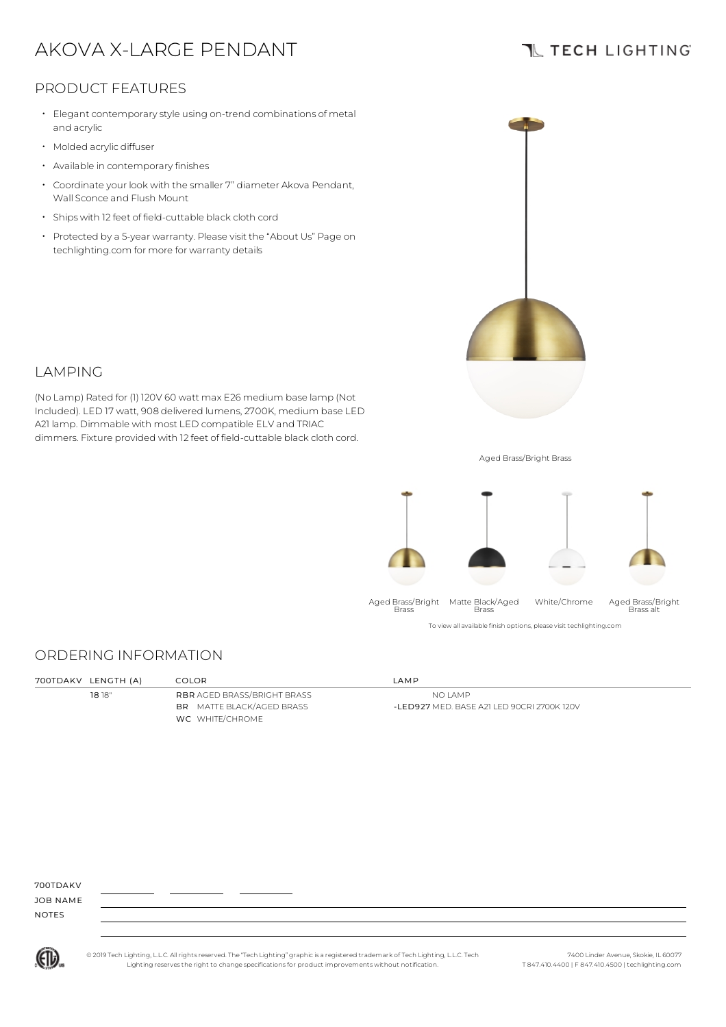# AKOVA X-LARGE PENDANT

TECH LIGHTING

## PRODUCT FEATURES

- Elegant contemporary style using on-trend combinations of metal and acrylic
- Molded acrylic diffuser
- Available in contemporary finishes
- Coordinate your look with the smaller 7" diameter Akova Pendant, Wall Sconce and Flush Mount
- Ships with 12 feet of field-cuttable black cloth cord
- Protected by a 5-year warranty. Please visit the "About Us" Page on techlighting.com for more for warranty details

## LAMPING

(No Lamp) Rated for (1) 120V 60 watt max E26 medium base lamp (Not Included). LED 17 watt, 908 delivered lumens, 2700K, medium base LED A21 lamp. Dimmable with most LED compatible ELV and TRIAC dimmers. Fixture provided with 12 feet of field-cuttable black cloth cord.

Aged Brass/Bright Brass

Aged Brass/Bright Brass | Matte Black/Aged Brass | White/Chrome | Aged Brass/Bright Brass alt

To view all available finish options, please visit techlighting.com

## ORDERING INFORMATION

| 700TDAKV | LENGTH (A) | COLOR | LAMP |
|---|---|---|---|
| | **18** 18" | **RBR** AGED BRASS/BRIGHT BRASS | NO LAMP |
| | | **BR** MATTE BLACK/AGED BRASS | **-LED927** MED. BASE A21 LED 90CRI 2700K 120V |
| | | **WC** WHITE/CHROME | |

700TDAKV ________ ________ ________

JOB NAME

NOTES

© 2019 Tech Lighting, L.L.C. All rights reserved. The "Tech Lighting" graphic is a registered trademark of Tech Lighting, L.L.C. Tech Lighting reserves the right to change specifications for product improvements without notification.

7400 Linder Avenue, Skokie, IL 60077
T 847.410.4400 | F 847.410.4500 | techlighting.com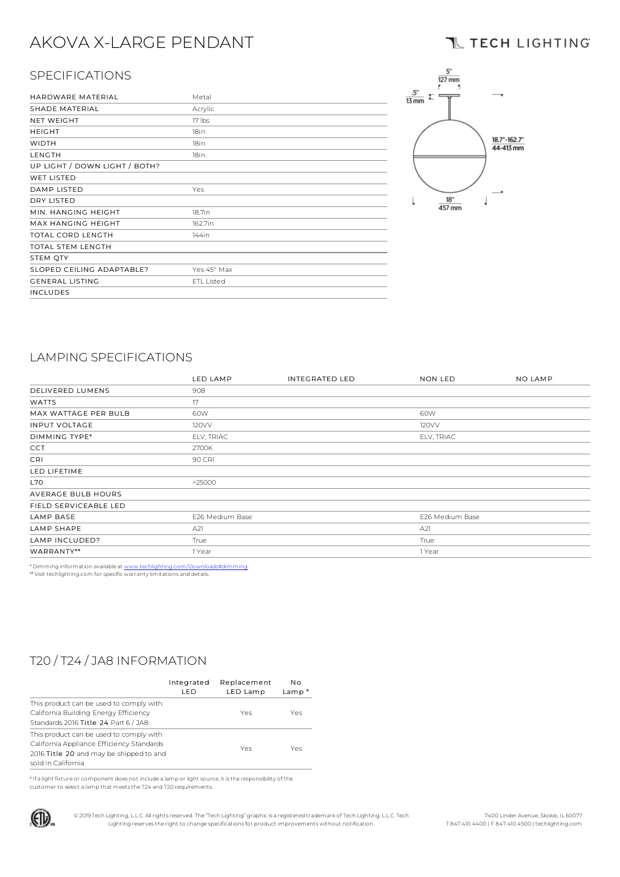# AKOVA X-LARGE PENDANT

TECH LIGHTING

## SPECIFICATIONS

| | |
|---|---|
| HARDWARE MATERIAL | Metal |
| SHADE MATERIAL | Acrylic |
| NET WEIGHT | 17 lbs |
| HEIGHT | 18in |
| WIDTH | 18in |
| LENGTH | 18in |
| UP LIGHT / DOWN LIGHT / BOTH? | |
| WET LISTED | |
| DAMP LISTED | Yes |
| DRY LISTED | |
| MIN. HANGING HEIGHT | 18.7in |
| MAX HANGING HEIGHT | 162.7in |
| TOTAL CORD LENGTH | 144in |
| TOTAL STEM LENGTH | |
| STEM QTY | |
| SLOPED CEILING ADAPTABLE? | Yes 45° Max |
| GENERAL LISTING | ETL Listed |
| INCLUDES | |

5"
127 mm

.5"
13 mm

18.7"-162.7"
44-413 mm

18"
457 mm

## LAMPING SPECIFICATIONS

| | LED LAMP | INTEGRATED LED | NON LED | NO LAMP |
|---|---|---|---|---|
| DELIVERED LUMENS | 908 | | | |
| WATTS | 17 | | | |
| MAX WATTAGE PER BULB | 60W | | 60W | |
| INPUT VOLTAGE | 120VV | | 120VV | |
| DIMMING TYPE* | ELV, TRIAC | | ELV, TRIAC | |
| CCT | 2700K | | | |
| CRI | 90 CRI | | | |
| LED LIFETIME | | | | |
| L70 | >25000 | | | |
| AVERAGE BULB HOURS | | | | |
| FIELD SERVICEABLE LED | | | | |
| LAMP BASE | E26 Medium Base | | E26 Medium Base | |
| LAMP SHAPE | A21 | | A21 | |
| LAMP INCLUDED? | True | | True | |
| WARRANTY** | 1 Year | | 1 Year | |

* Dimming information available at www.techlighting.com/Downloads#dimming
** Visit techlighting.com for specific warranty limitations and details.

## T20 / T24 / JA8 INFORMATION

| | Integrated LED | Replacement LED Lamp | No Lamp* |
|---|---|---|---|
| This product can be used to comply with California Building Energy Efficiency Standards 2016 Title 24 Part 6 / JA8. | | Yes | Yes |
| This product can be used to comply with California Appliance Efficiency Standards 2016 Title 20 and may be shipped to and sold in California. | | Yes | Yes |

* If a light fixture or component does not include a lamp or light source, it is the responsibility of the customer to select a lamp that meets the T24 and T20 requirements.

© 2019 Tech Lighting, L.L.C. All rights reserved. The "Tech Lighting" graphic is a registered trademark of Tech Lighting, L.L.C. Tech Lighting reserves the right to change specifications for product improvements without notification.

7400 Linder Avenue, Skokie, IL 60077
T 847.410.4400 | F 847.410.4500 | techlighting.com